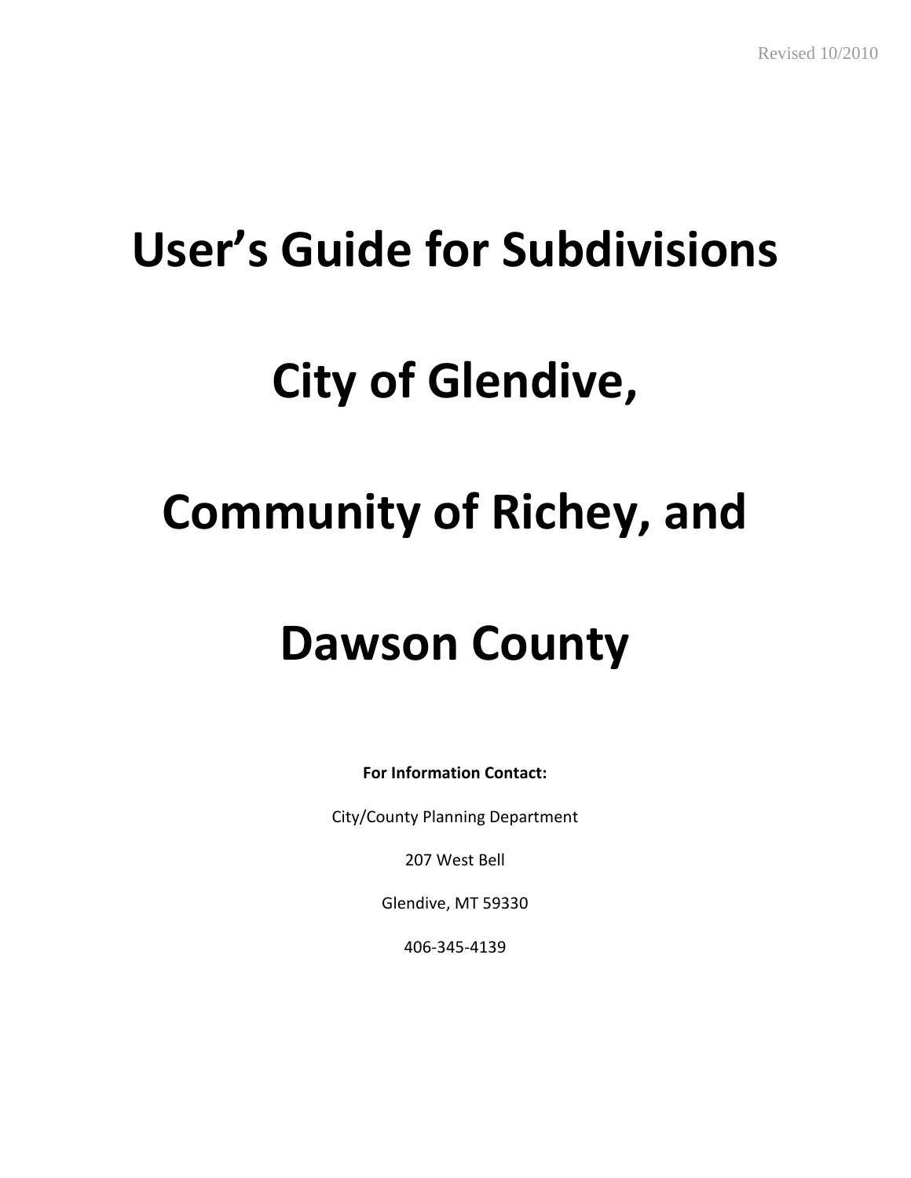Revised 10/2010

# User's Guide for Subdivisions

# City of Glendive,

# Community of Richey, and

# Dawson County

**For Information Contact:**

City/County Planning Department

207 West Bell

Glendive, MT 59330

406-345-4139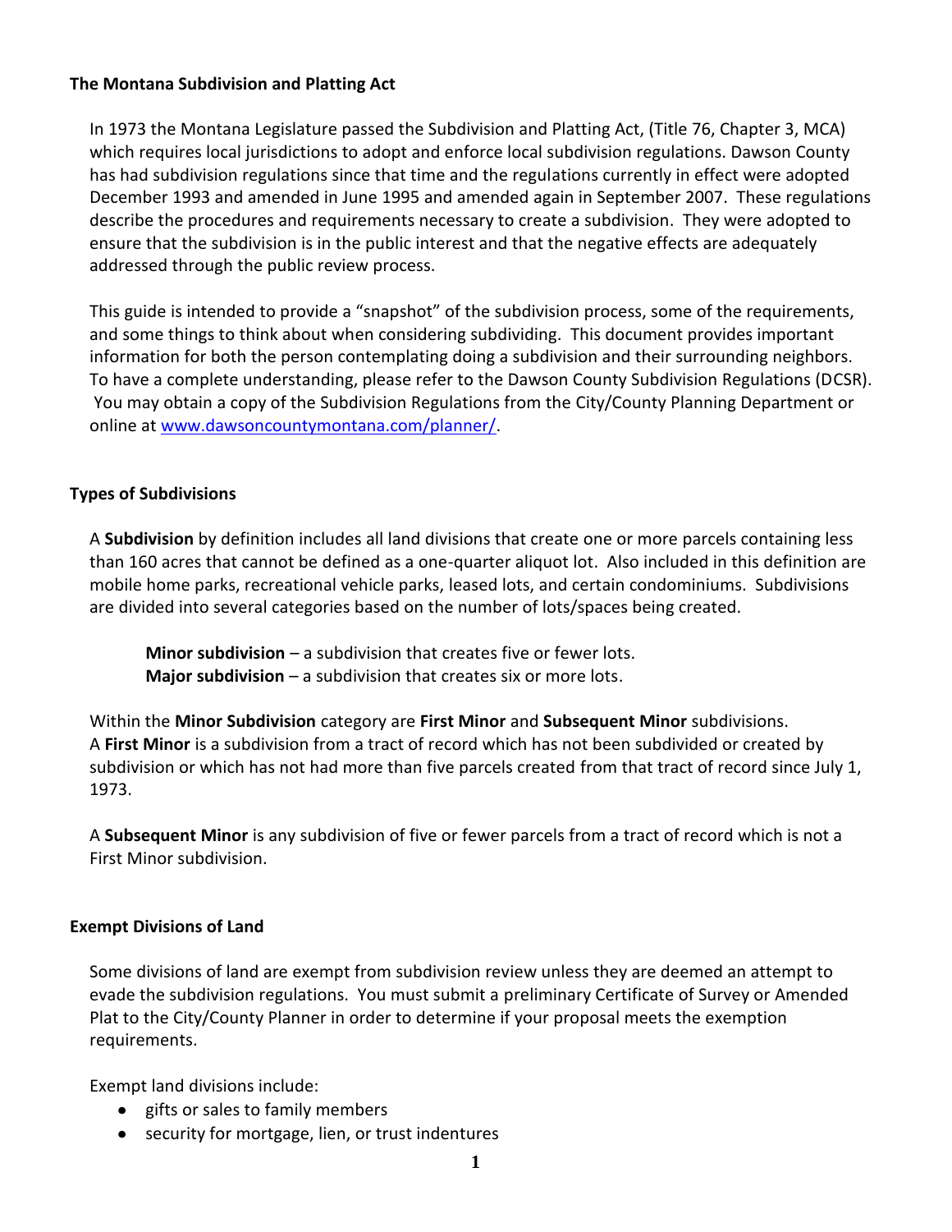## The Montana Subdivision and Platting Act

In 1973 the Montana Legislature passed the Subdivision and Platting Act, (Title 76, Chapter 3, MCA) which requires local jurisdictions to adopt and enforce local subdivision regulations. Dawson County has had subdivision regulations since that time and the regulations currently in effect were adopted December 1993 and amended in June 1995 and amended again in September 2007. These regulations describe the procedures and requirements necessary to create a subdivision. They were adopted to ensure that the subdivision is in the public interest and that the negative effects are adequately addressed through the public review process.

This guide is intended to provide a "snapshot" of the subdivision process, some of the requirements, and some things to think about when considering subdividing. This document provides important information for both the person contemplating doing a subdivision and their surrounding neighbors. To have a complete understanding, please refer to the Dawson County Subdivision Regulations (DCSR). You may obtain a copy of the Subdivision Regulations from the City/County Planning Department or online at [www.dawsoncountymontana.com/planner/](www.dawsoncountymontana.com/planner/).

## Types of Subdivisions

A **Subdivision** by definition includes all land divisions that create one or more parcels containing less than 160 acres that cannot be defined as a one-quarter aliquot lot. Also included in this definition are mobile home parks, recreational vehicle parks, leased lots, and certain condominiums. Subdivisions are divided into several categories based on the number of lots/spaces being created.

> **Minor subdivision** – a subdivision that creates five or fewer lots.
> **Major subdivision** – a subdivision that creates six or more lots.

Within the **Minor Subdivision** category are **First Minor** and **Subsequent Minor** subdivisions. A **First Minor** is a subdivision from a tract of record which has not been subdivided or created by subdivision or which has not had more than five parcels created from that tract of record since July 1, 1973.

A **Subsequent Minor** is any subdivision of five or fewer parcels from a tract of record which is not a First Minor subdivision.

## Exempt Divisions of Land

Some divisions of land are exempt from subdivision review unless they are deemed an attempt to evade the subdivision regulations. You must submit a preliminary Certificate of Survey or Amended Plat to the City/County Planner in order to determine if your proposal meets the exemption requirements.

Exempt land divisions include:

- gifts or sales to family members
- security for mortgage, lien, or trust indentures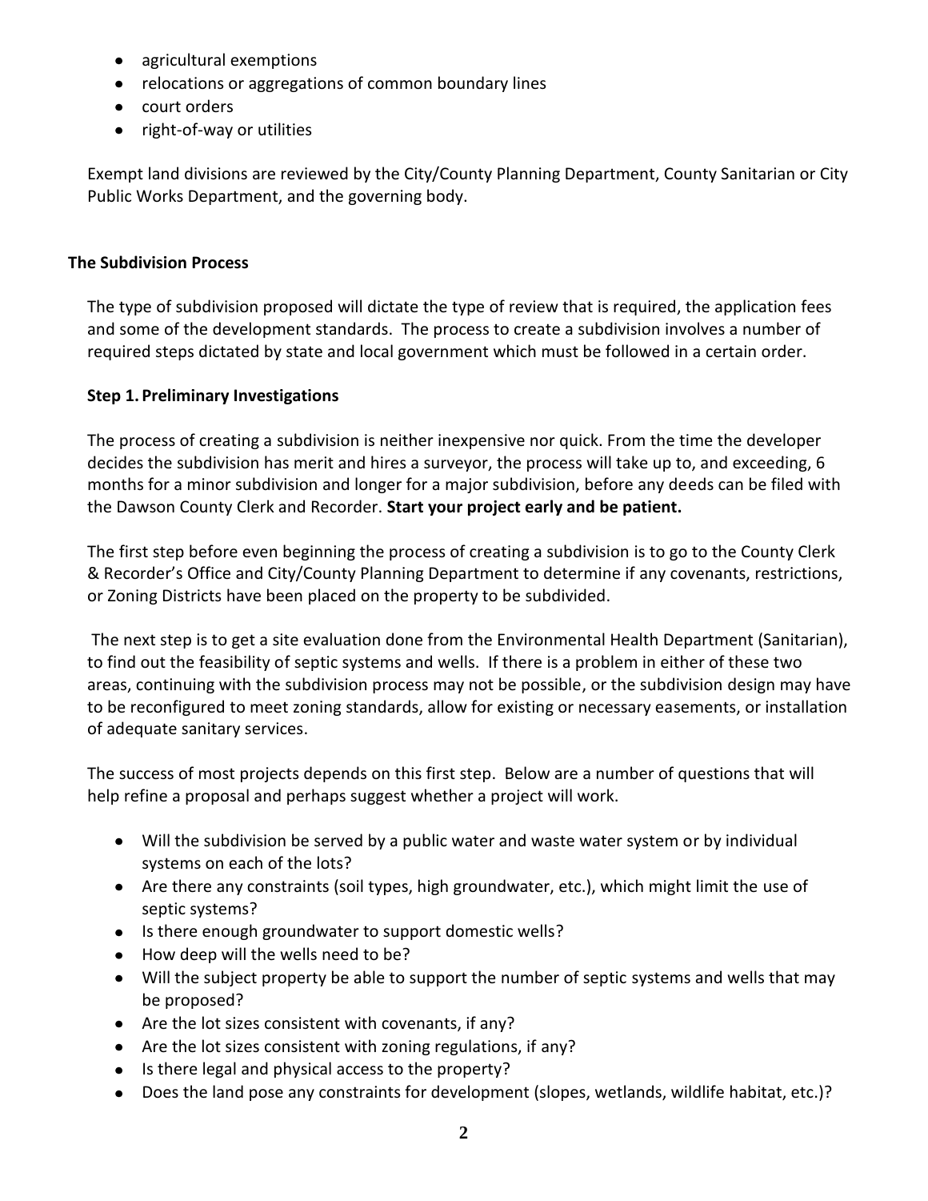- agricultural exemptions
- relocations or aggregations of common boundary lines
- court orders
- right-of-way or utilities

Exempt land divisions are reviewed by the City/County Planning Department, County Sanitarian or City Public Works Department, and the governing body.

## The Subdivision Process

The type of subdivision proposed will dictate the type of review that is required, the application fees and some of the development standards. The process to create a subdivision involves a number of required steps dictated by state and local government which must be followed in a certain order.

### Step 1. Preliminary Investigations

The process of creating a subdivision is neither inexpensive nor quick. From the time the developer decides the subdivision has merit and hires a surveyor, the process will take up to, and exceeding, 6 months for a minor subdivision and longer for a major subdivision, before any deeds can be filed with the Dawson County Clerk and Recorder. **Start your project early and be patient.**

The first step before even beginning the process of creating a subdivision is to go to the County Clerk & Recorder's Office and City/County Planning Department to determine if any covenants, restrictions, or Zoning Districts have been placed on the property to be subdivided.

The next step is to get a site evaluation done from the Environmental Health Department (Sanitarian), to find out the feasibility of septic systems and wells. If there is a problem in either of these two areas, continuing with the subdivision process may not be possible, or the subdivision design may have to be reconfigured to meet zoning standards, allow for existing or necessary easements, or installation of adequate sanitary services.

The success of most projects depends on this first step. Below are a number of questions that will help refine a proposal and perhaps suggest whether a project will work.

- Will the subdivision be served by a public water and waste water system or by individual systems on each of the lots?
- Are there any constraints (soil types, high groundwater, etc.), which might limit the use of septic systems?
- Is there enough groundwater to support domestic wells?
- How deep will the wells need to be?
- Will the subject property be able to support the number of septic systems and wells that may be proposed?
- Are the lot sizes consistent with covenants, if any?
- Are the lot sizes consistent with zoning regulations, if any?
- Is there legal and physical access to the property?
- Does the land pose any constraints for development (slopes, wetlands, wildlife habitat, etc.)?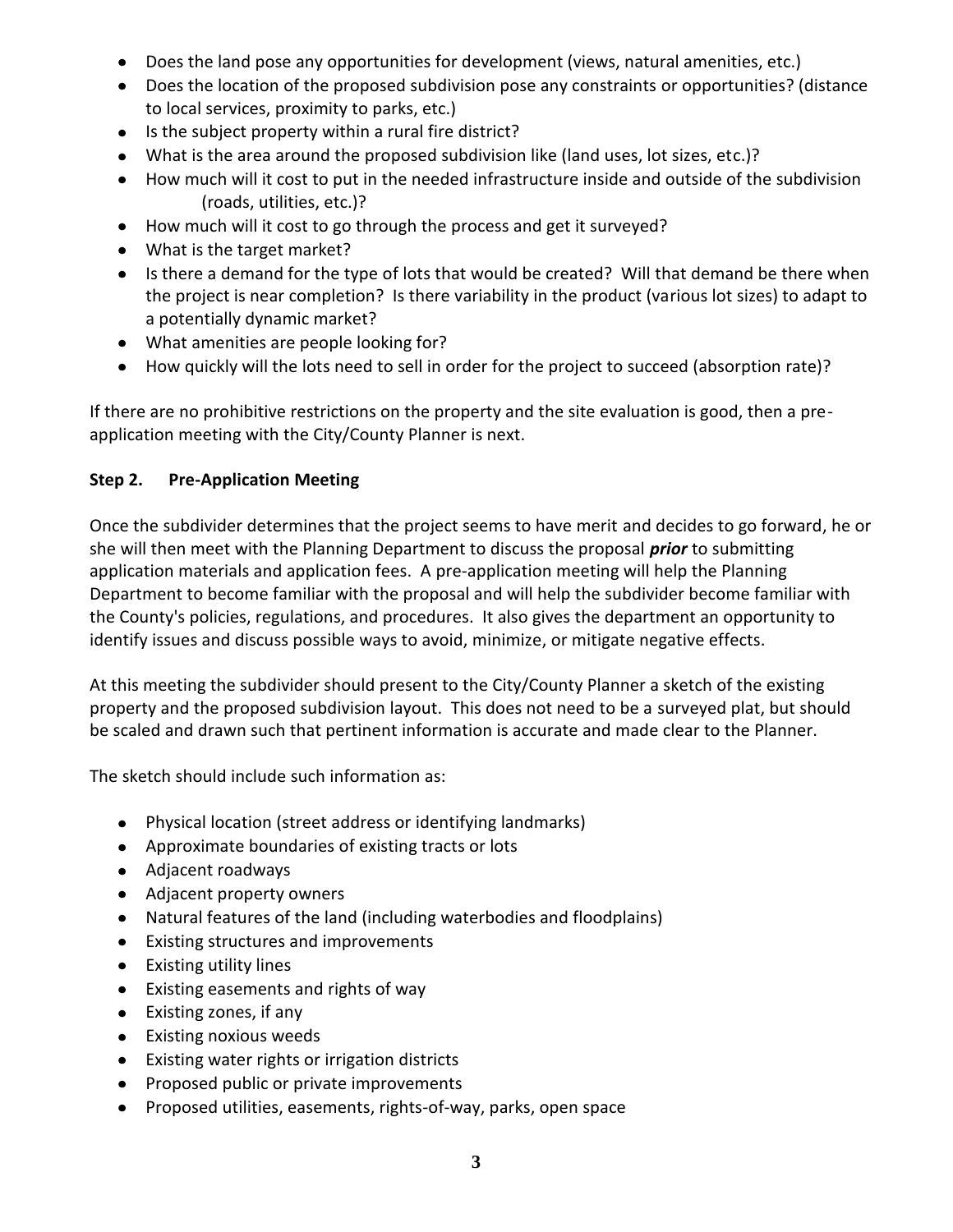- Does the land pose any opportunities for development (views, natural amenities, etc.)
- Does the location of the proposed subdivision pose any constraints or opportunities? (distance to local services, proximity to parks, etc.)
- Is the subject property within a rural fire district?
- What is the area around the proposed subdivision like (land uses, lot sizes, etc.)?
- How much will it cost to put in the needed infrastructure inside and outside of the subdivision (roads, utilities, etc.)?
- How much will it cost to go through the process and get it surveyed?
- What is the target market?
- Is there a demand for the type of lots that would be created? Will that demand be there when the project is near completion? Is there variability in the product (various lot sizes) to adapt to a potentially dynamic market?
- What amenities are people looking for?
- How quickly will the lots need to sell in order for the project to succeed (absorption rate)?

If there are no prohibitive restrictions on the property and the site evaluation is good, then a pre-application meeting with the City/County Planner is next.

### Step 2. Pre-Application Meeting

Once the subdivider determines that the project seems to have merit and decides to go forward, he or she will then meet with the Planning Department to discuss the proposal ***prior*** to submitting application materials and application fees. A pre-application meeting will help the Planning Department to become familiar with the proposal and will help the subdivider become familiar with the County's policies, regulations, and procedures. It also gives the department an opportunity to identify issues and discuss possible ways to avoid, minimize, or mitigate negative effects.

At this meeting the subdivider should present to the City/County Planner a sketch of the existing property and the proposed subdivision layout. This does not need to be a surveyed plat, but should be scaled and drawn such that pertinent information is accurate and made clear to the Planner.

The sketch should include such information as:

- Physical location (street address or identifying landmarks)
- Approximate boundaries of existing tracts or lots
- Adjacent roadways
- Adjacent property owners
- Natural features of the land (including waterbodies and floodplains)
- Existing structures and improvements
- Existing utility lines
- Existing easements and rights of way
- Existing zones, if any
- Existing noxious weeds
- Existing water rights or irrigation districts
- Proposed public or private improvements
- Proposed utilities, easements, rights-of-way, parks, open space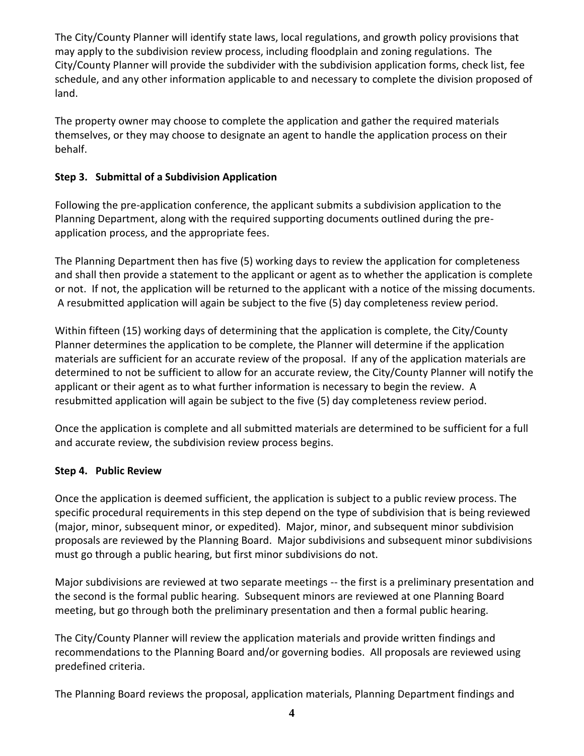The City/County Planner will identify state laws, local regulations, and growth policy provisions that may apply to the subdivision review process, including floodplain and zoning regulations. The City/County Planner will provide the subdivider with the subdivision application forms, check list, fee schedule, and any other information applicable to and necessary to complete the division proposed of land.

The property owner may choose to complete the application and gather the required materials themselves, or they may choose to designate an agent to handle the application process on their behalf.

### Step 3. Submittal of a Subdivision Application

Following the pre-application conference, the applicant submits a subdivision application to the Planning Department, along with the required supporting documents outlined during the pre-application process, and the appropriate fees.

The Planning Department then has five (5) working days to review the application for completeness and shall then provide a statement to the applicant or agent as to whether the application is complete or not. If not, the application will be returned to the applicant with a notice of the missing documents. A resubmitted application will again be subject to the five (5) day completeness review period.

Within fifteen (15) working days of determining that the application is complete, the City/County Planner determines the application to be complete, the Planner will determine if the application materials are sufficient for an accurate review of the proposal. If any of the application materials are determined to not be sufficient to allow for an accurate review, the City/County Planner will notify the applicant or their agent as to what further information is necessary to begin the review. A resubmitted application will again be subject to the five (5) day completeness review period.

Once the application is complete and all submitted materials are determined to be sufficient for a full and accurate review, the subdivision review process begins.

### Step 4. Public Review

Once the application is deemed sufficient, the application is subject to a public review process. The specific procedural requirements in this step depend on the type of subdivision that is being reviewed (major, minor, subsequent minor, or expedited). Major, minor, and subsequent minor subdivision proposals are reviewed by the Planning Board. Major subdivisions and subsequent minor subdivisions must go through a public hearing, but first minor subdivisions do not.

Major subdivisions are reviewed at two separate meetings -- the first is a preliminary presentation and the second is the formal public hearing. Subsequent minors are reviewed at one Planning Board meeting, but go through both the preliminary presentation and then a formal public hearing.

The City/County Planner will review the application materials and provide written findings and recommendations to the Planning Board and/or governing bodies. All proposals are reviewed using predefined criteria.

The Planning Board reviews the proposal, application materials, Planning Department findings and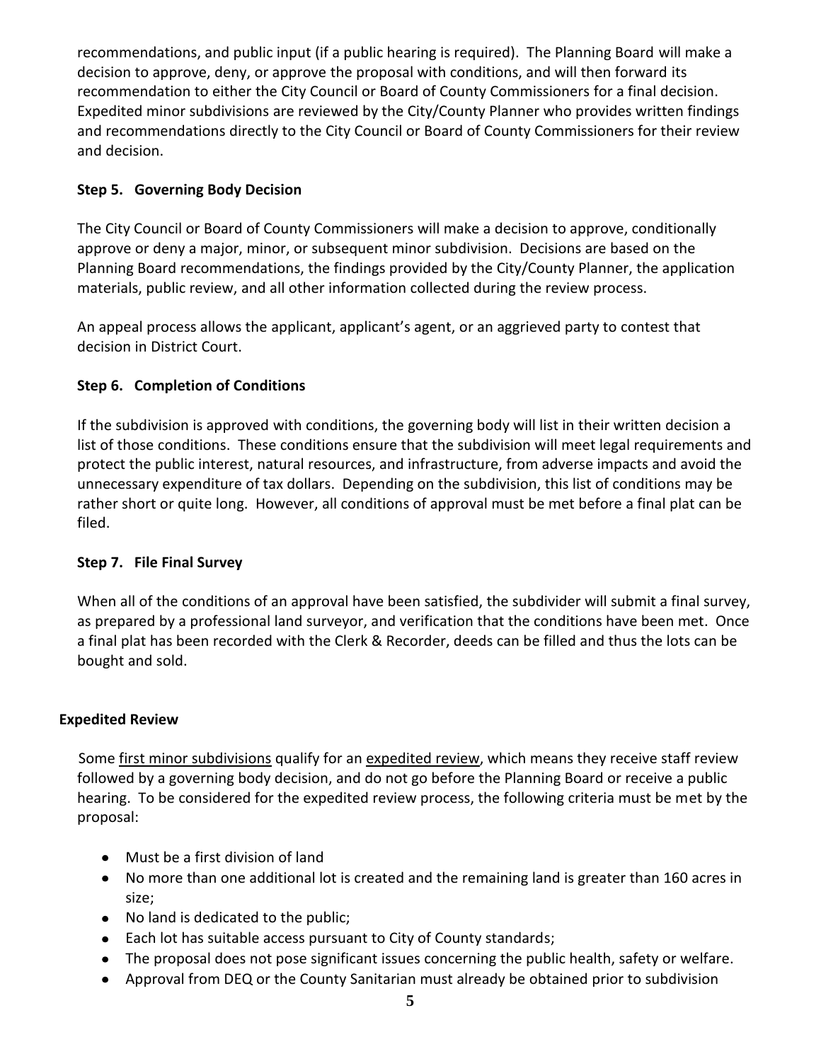recommendations, and public input (if a public hearing is required). The Planning Board will make a decision to approve, deny, or approve the proposal with conditions, and will then forward its recommendation to either the City Council or Board of County Commissioners for a final decision. Expedited minor subdivisions are reviewed by the City/County Planner who provides written findings and recommendations directly to the City Council or Board of County Commissioners for their review and decision.

### Step 5. Governing Body Decision

The City Council or Board of County Commissioners will make a decision to approve, conditionally approve or deny a major, minor, or subsequent minor subdivision. Decisions are based on the Planning Board recommendations, the findings provided by the City/County Planner, the application materials, public review, and all other information collected during the review process.

An appeal process allows the applicant, applicant's agent, or an aggrieved party to contest that decision in District Court.

### Step 6. Completion of Conditions

If the subdivision is approved with conditions, the governing body will list in their written decision a list of those conditions. These conditions ensure that the subdivision will meet legal requirements and protect the public interest, natural resources, and infrastructure, from adverse impacts and avoid the unnecessary expenditure of tax dollars. Depending on the subdivision, this list of conditions may be rather short or quite long. However, all conditions of approval must be met before a final plat can be filed.

### Step 7. File Final Survey

When all of the conditions of an approval have been satisfied, the subdivider will submit a final survey, as prepared by a professional land surveyor, and verification that the conditions have been met. Once a final plat has been recorded with the Clerk & Recorder, deeds can be filled and thus the lots can be bought and sold.

## Expedited Review

Some <u>first minor subdivisions</u> qualify for an <u>expedited review</u>, which means they receive staff review followed by a governing body decision, and do not go before the Planning Board or receive a public hearing. To be considered for the expedited review process, the following criteria must be met by the proposal:

- Must be a first division of land
- No more than one additional lot is created and the remaining land is greater than 160 acres in size;
- No land is dedicated to the public;
- Each lot has suitable access pursuant to City of County standards;
- The proposal does not pose significant issues concerning the public health, safety or welfare.
- Approval from DEQ or the County Sanitarian must already be obtained prior to subdivision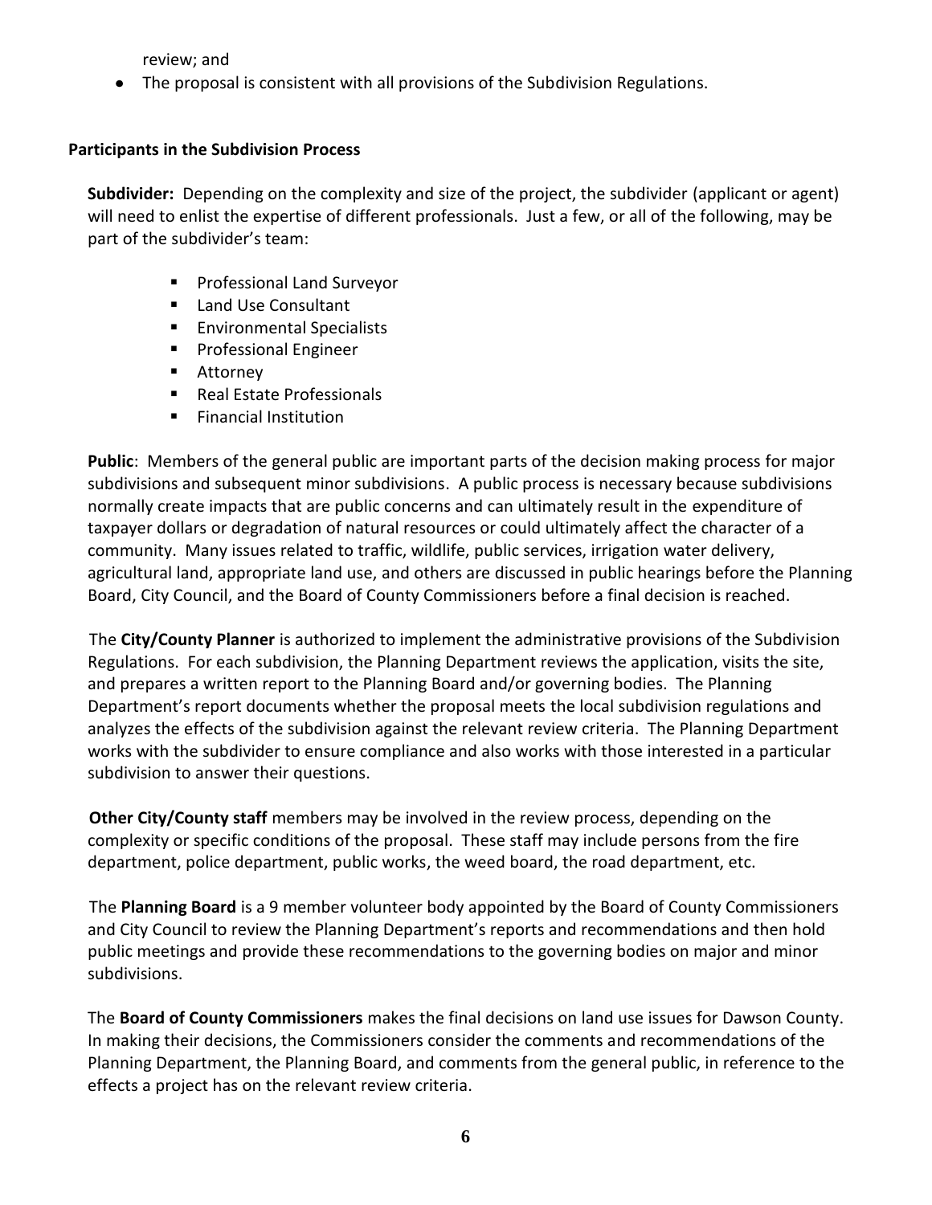review; and

- The proposal is consistent with all provisions of the Subdivision Regulations.

**Participants in the Subdivision Process**

**Subdivider:** Depending on the complexity and size of the project, the subdivider (applicant or agent) will need to enlist the expertise of different professionals. Just a few, or all of the following, may be part of the subdivider's team:

- Professional Land Surveyor
- Land Use Consultant
- Environmental Specialists
- Professional Engineer
- Attorney
- Real Estate Professionals
- Financial Institution

**Public**: Members of the general public are important parts of the decision making process for major subdivisions and subsequent minor subdivisions. A public process is necessary because subdivisions normally create impacts that are public concerns and can ultimately result in the expenditure of taxpayer dollars or degradation of natural resources or could ultimately affect the character of a community. Many issues related to traffic, wildlife, public services, irrigation water delivery, agricultural land, appropriate land use, and others are discussed in public hearings before the Planning Board, City Council, and the Board of County Commissioners before a final decision is reached.

The **City/County Planner** is authorized to implement the administrative provisions of the Subdivision Regulations. For each subdivision, the Planning Department reviews the application, visits the site, and prepares a written report to the Planning Board and/or governing bodies. The Planning Department's report documents whether the proposal meets the local subdivision regulations and analyzes the effects of the subdivision against the relevant review criteria. The Planning Department works with the subdivider to ensure compliance and also works with those interested in a particular subdivision to answer their questions.

**Other City/County staff** members may be involved in the review process, depending on the complexity or specific conditions of the proposal. These staff may include persons from the fire department, police department, public works, the weed board, the road department, etc.

The **Planning Board** is a 9 member volunteer body appointed by the Board of County Commissioners and City Council to review the Planning Department's reports and recommendations and then hold public meetings and provide these recommendations to the governing bodies on major and minor subdivisions.

The **Board of County Commissioners** makes the final decisions on land use issues for Dawson County. In making their decisions, the Commissioners consider the comments and recommendations of the Planning Department, the Planning Board, and comments from the general public, in reference to the effects a project has on the relevant review criteria.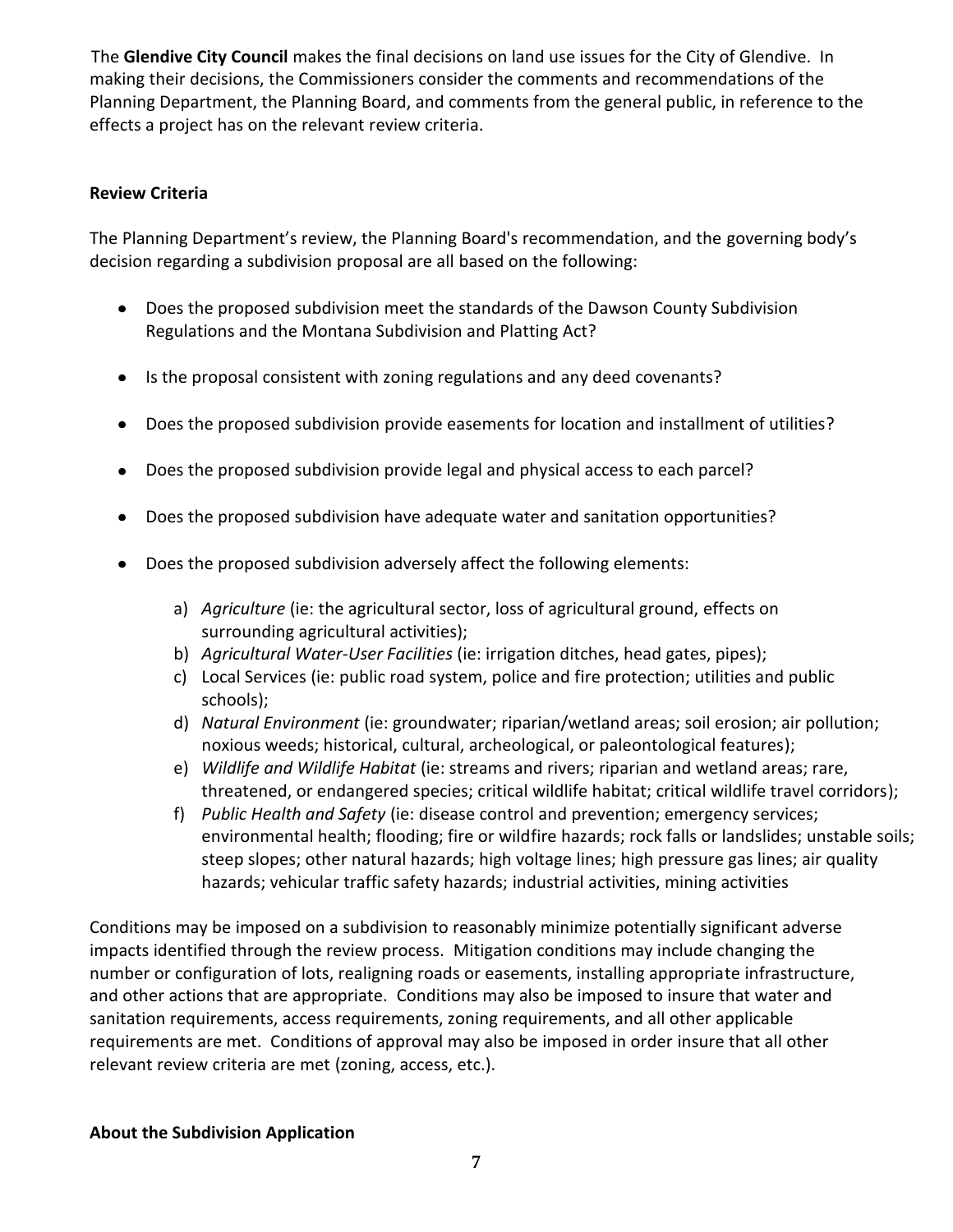The **Glendive City Council** makes the final decisions on land use issues for the City of Glendive. In making their decisions, the Commissioners consider the comments and recommendations of the Planning Department, the Planning Board, and comments from the general public, in reference to the effects a project has on the relevant review criteria.

**Review Criteria**

The Planning Department's review, the Planning Board's recommendation, and the governing body's decision regarding a subdivision proposal are all based on the following:

- Does the proposed subdivision meet the standards of the Dawson County Subdivision Regulations and the Montana Subdivision and Platting Act?
- Is the proposal consistent with zoning regulations and any deed covenants?
- Does the proposed subdivision provide easements for location and installment of utilities?
- Does the proposed subdivision provide legal and physical access to each parcel?
- Does the proposed subdivision have adequate water and sanitation opportunities?
- Does the proposed subdivision adversely affect the following elements:
    a) *Agriculture* (ie: the agricultural sector, loss of agricultural ground, effects on surrounding agricultural activities);
    b) *Agricultural Water-User Facilities* (ie: irrigation ditches, head gates, pipes);
    c) Local Services (ie: public road system, police and fire protection; utilities and public schools);
    d) *Natural Environment* (ie: groundwater; riparian/wetland areas; soil erosion; air pollution; noxious weeds; historical, cultural, archeological, or paleontological features);
    e) *Wildlife and Wildlife Habitat* (ie: streams and rivers; riparian and wetland areas; rare, threatened, or endangered species; critical wildlife habitat; critical wildlife travel corridors);
    f) *Public Health and Safety* (ie: disease control and prevention; emergency services; environmental health; flooding; fire or wildfire hazards; rock falls or landslides; unstable soils; steep slopes; other natural hazards; high voltage lines; high pressure gas lines; air quality hazards; vehicular traffic safety hazards; industrial activities, mining activities

Conditions may be imposed on a subdivision to reasonably minimize potentially significant adverse impacts identified through the review process. Mitigation conditions may include changing the number or configuration of lots, realigning roads or easements, installing appropriate infrastructure, and other actions that are appropriate. Conditions may also be imposed to insure that water and sanitation requirements, access requirements, zoning requirements, and all other applicable requirements are met. Conditions of approval may also be imposed in order insure that all other relevant review criteria are met (zoning, access, etc.).

**About the Subdivision Application**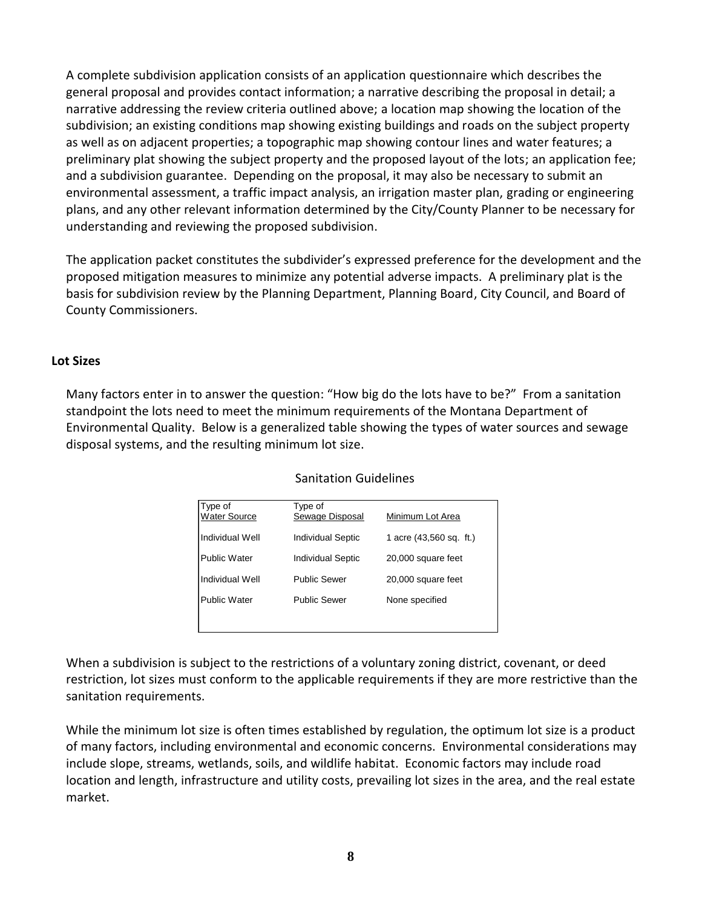A complete subdivision application consists of an application questionnaire which describes the general proposal and provides contact information; a narrative describing the proposal in detail; a narrative addressing the review criteria outlined above; a location map showing the location of the subdivision; an existing conditions map showing existing buildings and roads on the subject property as well as on adjacent properties; a topographic map showing contour lines and water features; a preliminary plat showing the subject property and the proposed layout of the lots; an application fee; and a subdivision guarantee. Depending on the proposal, it may also be necessary to submit an environmental assessment, a traffic impact analysis, an irrigation master plan, grading or engineering plans, and any other relevant information determined by the City/County Planner to be necessary for understanding and reviewing the proposed subdivision.

The application packet constitutes the subdivider's expressed preference for the development and the proposed mitigation measures to minimize any potential adverse impacts. A preliminary plat is the basis for subdivision review by the Planning Department, Planning Board, City Council, and Board of County Commissioners.

## Lot Sizes

Many factors enter in to answer the question: "How big do the lots have to be?" From a sanitation standpoint the lots need to meet the minimum requirements of the Montana Department of Environmental Quality. Below is a generalized table showing the types of water sources and sewage disposal systems, and the resulting minimum lot size.

Sanitation Guidelines

| Type of Water Source | Type of Sewage Disposal | Minimum Lot Area |
|---|---|---|
| Individual Well | Individual Septic | 1 acre (43,560 sq. ft.) |
| Public Water | Individual Septic | 20,000 square feet |
| Individual Well | Public Sewer | 20,000 square feet |
| Public Water | Public Sewer | None specified |

When a subdivision is subject to the restrictions of a voluntary zoning district, covenant, or deed restriction, lot sizes must conform to the applicable requirements if they are more restrictive than the sanitation requirements.

While the minimum lot size is often times established by regulation, the optimum lot size is a product of many factors, including environmental and economic concerns. Environmental considerations may include slope, streams, wetlands, soils, and wildlife habitat. Economic factors may include road location and length, infrastructure and utility costs, prevailing lot sizes in the area, and the real estate market.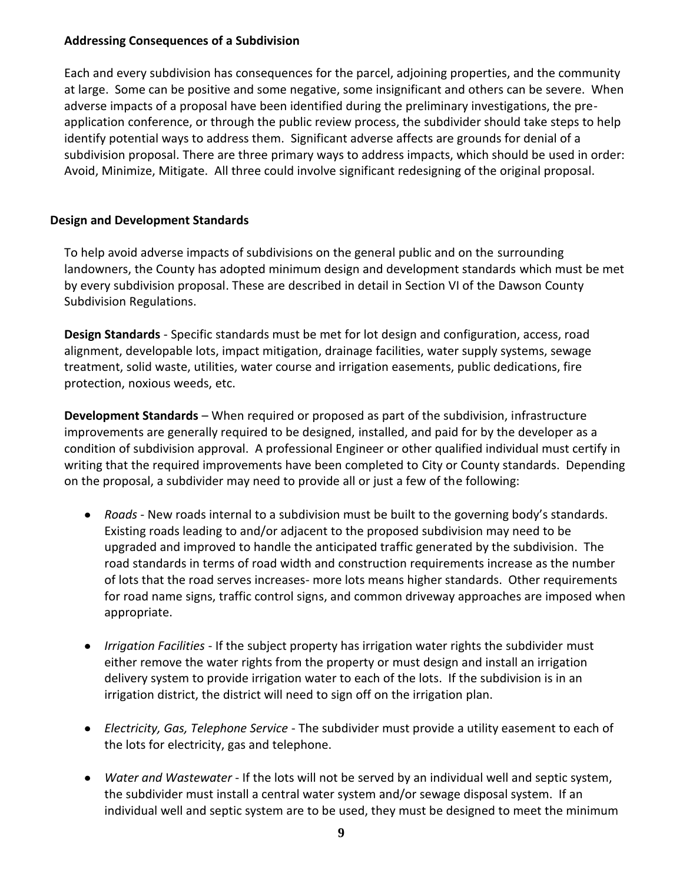### Addressing Consequences of a Subdivision

Each and every subdivision has consequences for the parcel, adjoining properties, and the community at large. Some can be positive and some negative, some insignificant and others can be severe. When adverse impacts of a proposal have been identified during the preliminary investigations, the pre-application conference, or through the public review process, the subdivider should take steps to help identify potential ways to address them. Significant adverse affects are grounds for denial of a subdivision proposal. There are three primary ways to address impacts, which should be used in order: Avoid, Minimize, Mitigate. All three could involve significant redesigning of the original proposal.

## Design and Development Standards

To help avoid adverse impacts of subdivisions on the general public and on the surrounding landowners, the County has adopted minimum design and development standards which must be met by every subdivision proposal. These are described in detail in Section VI of the Dawson County Subdivision Regulations.

**Design Standards** - Specific standards must be met for lot design and configuration, access, road alignment, developable lots, impact mitigation, drainage facilities, water supply systems, sewage treatment, solid waste, utilities, water course and irrigation easements, public dedications, fire protection, noxious weeds, etc.

**Development Standards** – When required or proposed as part of the subdivision, infrastructure improvements are generally required to be designed, installed, and paid for by the developer as a condition of subdivision approval. A professional Engineer or other qualified individual must certify in writing that the required improvements have been completed to City or County standards. Depending on the proposal, a subdivider may need to provide all or just a few of the following:

- *Roads* - New roads internal to a subdivision must be built to the governing body's standards. Existing roads leading to and/or adjacent to the proposed subdivision may need to be upgraded and improved to handle the anticipated traffic generated by the subdivision. The road standards in terms of road width and construction requirements increase as the number of lots that the road serves increases- more lots means higher standards. Other requirements for road name signs, traffic control signs, and common driveway approaches are imposed when appropriate.

- *Irrigation Facilities* - If the subject property has irrigation water rights the subdivider must either remove the water rights from the property or must design and install an irrigation delivery system to provide irrigation water to each of the lots. If the subdivision is in an irrigation district, the district will need to sign off on the irrigation plan.

- *Electricity, Gas, Telephone Service* - The subdivider must provide a utility easement to each of the lots for electricity, gas and telephone.

- *Water and Wastewater* - If the lots will not be served by an individual well and septic system, the subdivider must install a central water system and/or sewage disposal system. If an individual well and septic system are to be used, they must be designed to meet the minimum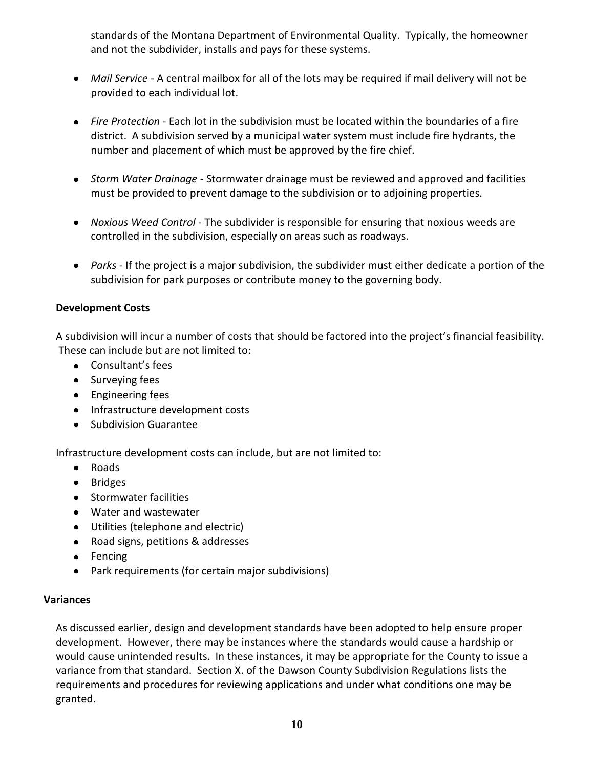standards of the Montana Department of Environmental Quality. Typically, the homeowner and not the subdivider, installs and pays for these systems.

- *Mail Service* - A central mailbox for all of the lots may be required if mail delivery will not be provided to each individual lot.
- *Fire Protection* - Each lot in the subdivision must be located within the boundaries of a fire district. A subdivision served by a municipal water system must include fire hydrants, the number and placement of which must be approved by the fire chief.
- *Storm Water Drainage* - Stormwater drainage must be reviewed and approved and facilities must be provided to prevent damage to the subdivision or to adjoining properties.
- *Noxious Weed Control* - The subdivider is responsible for ensuring that noxious weeds are controlled in the subdivision, especially on areas such as roadways.
- *Parks* - If the project is a major subdivision, the subdivider must either dedicate a portion of the subdivision for park purposes or contribute money to the governing body.

**Development Costs**

A subdivision will incur a number of costs that should be factored into the project's financial feasibility. These can include but are not limited to:

- Consultant's fees
- Surveying fees
- Engineering fees
- Infrastructure development costs
- Subdivision Guarantee

Infrastructure development costs can include, but are not limited to:

- Roads
- Bridges
- Stormwater facilities
- Water and wastewater
- Utilities (telephone and electric)
- Road signs, petitions & addresses
- Fencing
- Park requirements (for certain major subdivisions)

**Variances**

As discussed earlier, design and development standards have been adopted to help ensure proper development. However, there may be instances where the standards would cause a hardship or would cause unintended results. In these instances, it may be appropriate for the County to issue a variance from that standard. Section X. of the Dawson County Subdivision Regulations lists the requirements and procedures for reviewing applications and under what conditions one may be granted.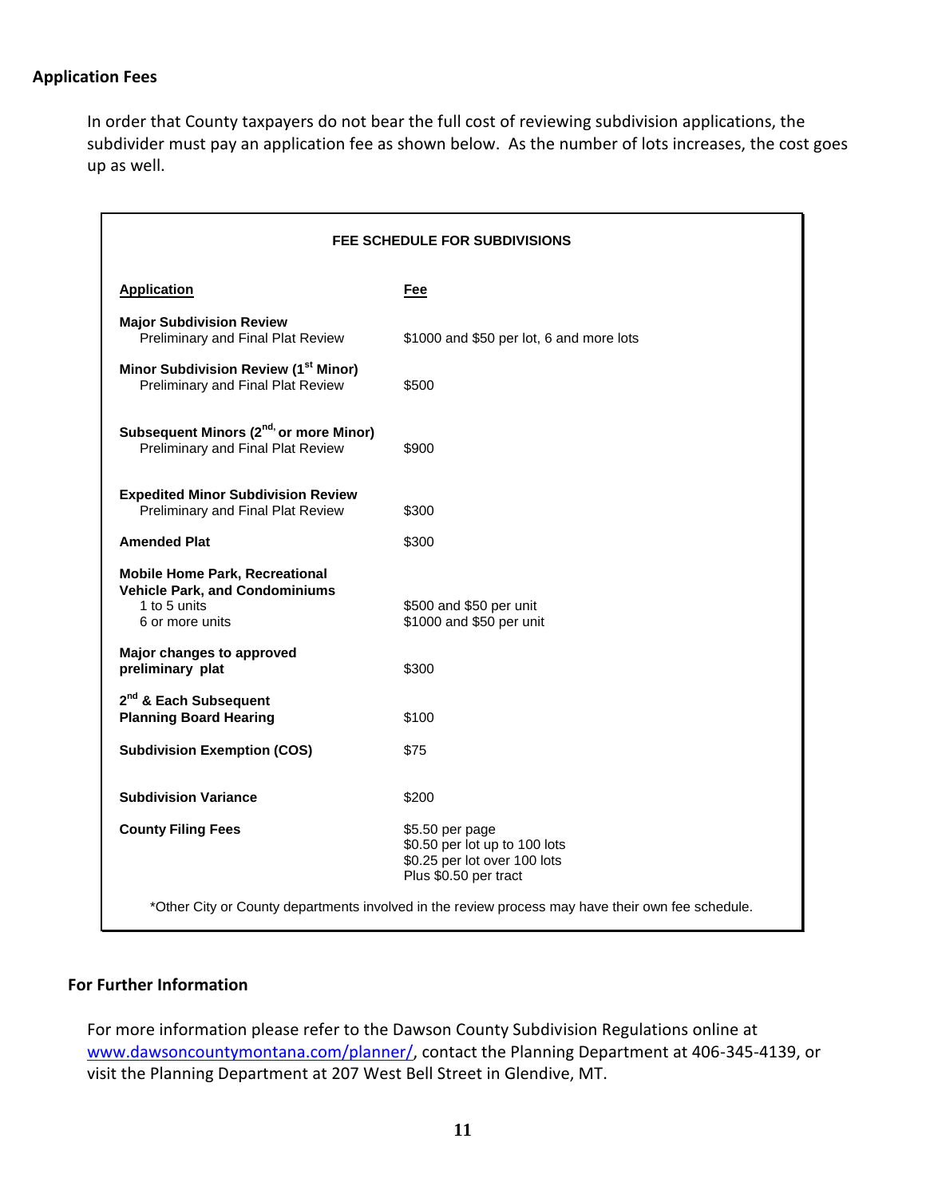## Application Fees

In order that County taxpayers do not bear the full cost of reviewing subdivision applications, the subdivider must pay an application fee as shown below. As the number of lots increases, the cost goes up as well.

**FEE SCHEDULE FOR SUBDIVISIONS**

| Application | Fee |
|---|---|
| **Major Subdivision Review**<br>Preliminary and Final Plat Review | $1000 and $50 per lot, 6 and more lots |
| **Minor Subdivision Review (1st Minor)**<br>Preliminary and Final Plat Review | $500 |
| **Subsequent Minors (2nd, or more Minor)**<br>Preliminary and Final Plat Review | $900 |
| **Expedited Minor Subdivision Review**<br>Preliminary and Final Plat Review | $300 |
| **Amended Plat** | $300 |
| **Mobile Home Park, Recreational Vehicle Park, and Condominiums**<br>1 to 5 units<br>6 or more units | <br><br>$500 and $50 per unit<br>$1000 and $50 per unit |
| **Major changes to approved preliminary plat** | $300 |
| **2nd & Each Subsequent Planning Board Hearing** | $100 |
| **Subdivision Exemption (COS)** | $75 |
| **Subdivision Variance** | $200 |
| **County Filing Fees** | $5.50 per page<br>$0.50 per lot up to 100 lots<br>$0.25 per lot over 100 lots<br>Plus $0.50 per tract |

*Other City or County departments involved in the review process may have their own fee schedule.

## For Further Information

For more information please refer to the Dawson County Subdivision Regulations online at www.dawsoncountymontana.com/planner/, contact the Planning Department at 406-345-4139, or visit the Planning Department at 207 West Bell Street in Glendive, MT.